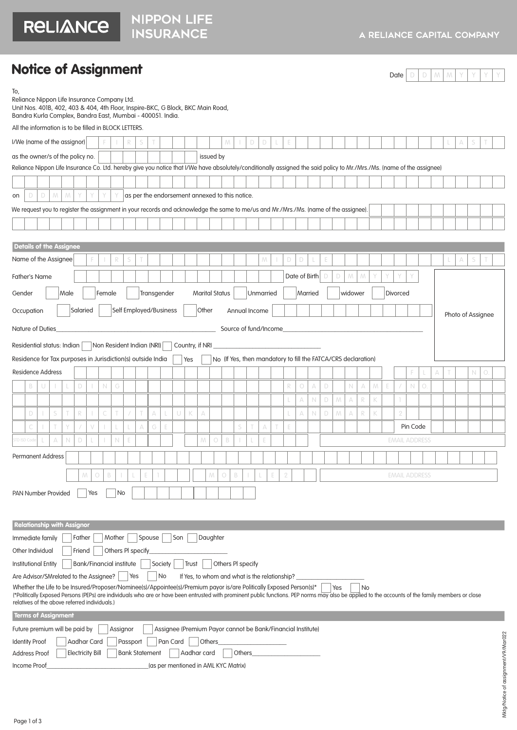RELIANCE NIPPON LIFE INSURANCE

A RELIANCE CAPITAL COMPANY

# Notice of Assignment

Date D D M M Y Y Y Y

To,
Reliance Nippon Life Insurance Company Ltd.
Unit Nos. 401B, 402, 403 & 404, 4th Floor, Inspire-BKC, G Block, BKC Main Road,
Bandra Kurla Complex, Bandra East, Mumbai - 400051. India.

All the information is to be filled in BLOCK LETTERS.

I/We (name of the assignor) FIRST MIDDLE LAST

as the owner/s of the policy no. __________ issued by

Reliance Nippon Life Insurance Co. Ltd. hereby give you notice that I/We have absolutely/conditionally assigned the said policy to Mr./Mrs./Ms. (name of the assignee)

__________

on D D M M Y Y Y Y as per the endorsement annexed to this notice.

We request you to register the assignment in your records and acknowledge the same to me/us and Mr./Mrs./Ms. (name of the assignee).

__________

## Details of the Assignee

Name of the Assignee FIRST MIDDLE LAST

Father's Name __________ Date of Birth D D M M Y Y Y Y

Photo of Assignee

Gender ☐ Male ☐ Female ☐ Transgender Marital Status ☐ Unmarried ☐ Married ☐ widower ☐ Divorced

Occupation ☐ Salaried ☐ Self Employed/Business ☐ Other Annual Income __________

Nature of Duties__________ Source of fund/Income__________

Residential status: Indian ☐ Non Resident Indian (NRI) ☐ Country, if NRI __________

Residence for Tax purposes in Jurisdiction(s) outside India ☐ Yes ☐ No (If Yes, then mandatory to fill the FATCA/CRS declaration)

Residence Address FLAT NO

BUILDING ROAD NAME / NO.

LANDMARK 1

DISTRICT / TALUKA LANDMARK 2

CITY / VILLAGE STATE Pin Code

STD ISD Code LANDLINE MOBILE EMAIL ADDRESS

Permanent Address __________

MOBILE 1 MOBILE 2 EMAIL ADDRESS

PAN Number Provided ☐ Yes ☐ No __________

## Relationship with Assignor

Immediate family ☐ Father ☐ Mother ☐ Spouse ☐ Son ☐ Daughter

Other Individual ☐ Friend ☐ Others Pl specify__________

Institutional Entity ☐ Bank/Financial institute ☐ Society ☐ Trust ☐ Others Pl specify

Are Advisor/SMrelated to the Assignee? ☐ Yes ☐ No If Yes, to whom and what is the relationship? __________

Whether the Life to be Insured/Proposer/Nominee(s)/Appointee(s)/Premium payor is/are Politically Exposed Person(s)* ☐ Yes ☐ No

(*Politically Exposed Persons (PEPs) are individuals who are or have been entrusted with prominent public functions. PEP norms may also be applied to the accounts of the family members or close relatives of the above referred individuals.)

## Terms of Assignment

Future premium will be paid by ☐ Assignor ☐ Assignee (Premium Payor cannot be Bank/Financial Institute)

Identity Proof ☐ Aadhar Card ☐ Passport ☐ Pan Card ☐ Others__________

Address Proof ☐ Electricity Bill ☐ Bank Statement ☐ Aadhar card ☐ Others__________

Income Proof__________(as per mentioned in AML KYC Matrix)

Mktg/Notice of assignment/V9/Mar022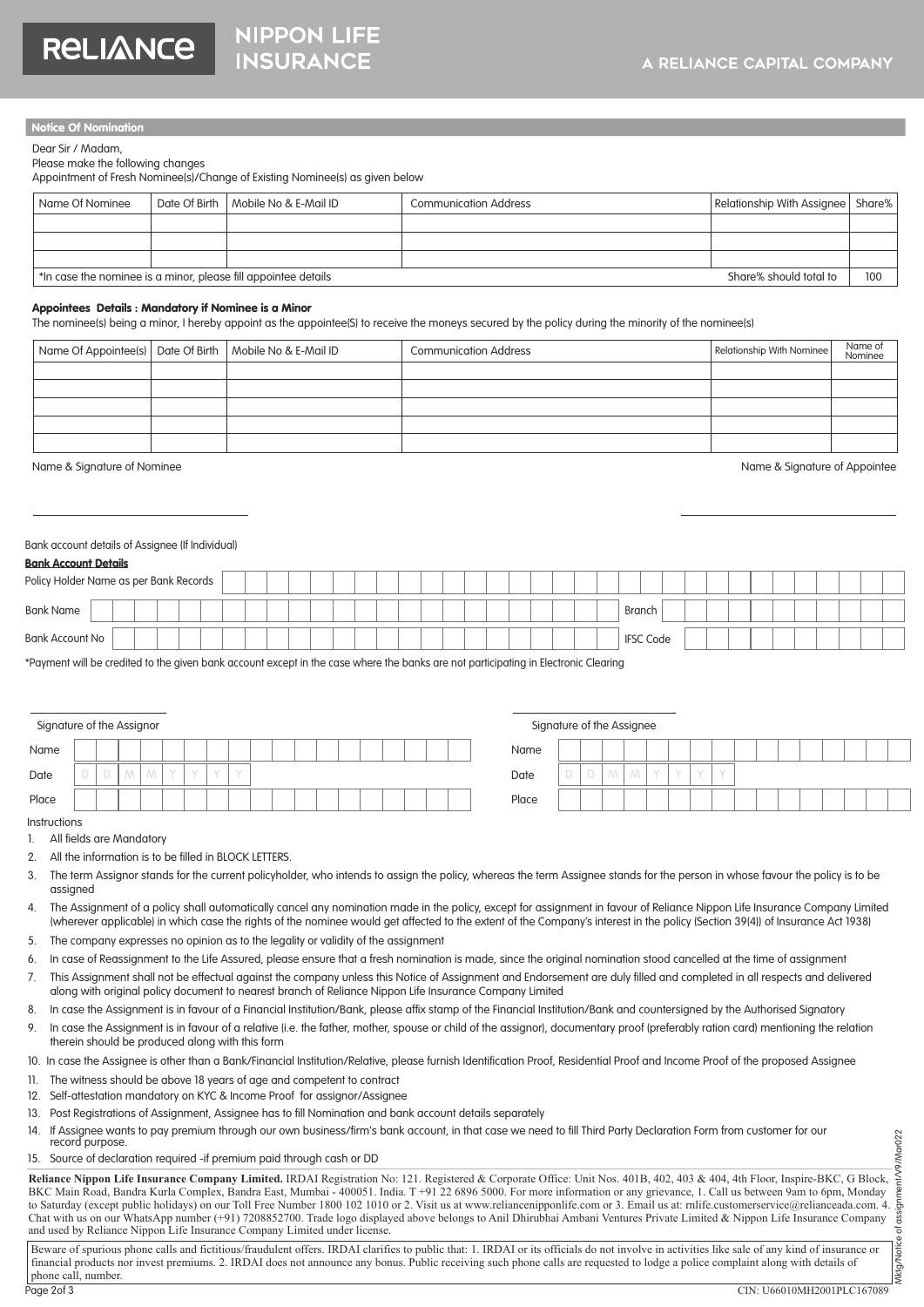## Notice Of Nomination

Dear Sir / Madam,

Please make the following changes

Appointment of Fresh Nominee(s)/Change of Existing Nominee(s) as given below

| Name Of Nominee | Date Of Birth | Mobile No & E-Mail ID | Communication Address | Relationship With Assignee | Share% |
|---|---|---|---|---|---|
| | | | | | |
| | | | | | |
| | | | | | |
| *In case the nominee is a minor, please fill appointee details | | | | Share% should total to | 100 |

**Appointees Details : Mandatory if Nominee is a Minor**

The nominee(s) being a minor, I hereby appoint as the appointee(S) to receive the moneys secured by the policy during the minority of the nominee(s)

| Name Of Appointee(s) | Date Of Birth | Mobile No & E-Mail ID | Communication Address | Relationship With Nominee | Name of Nominee |
|---|---|---|---|---|---|
| | | | | | |
| | | | | | |
| | | | | | |
| | | | | | |
| | | | | | |

Name & Signature of Nominee

Name & Signature of Appointee

Bank account details of Assignee (If Individual)

**Bank Account Details**

Policy Holder Name as per Bank Records

Bank Name | Branch

Bank Account No | IFSC Code

*Payment will be credited to the given bank account except in the case where the banks are not participating in Electronic Clearing

| Signature of the Assignor | | Signature of the Assignee | |
|---|---|---|---|
| Name | | Name | |
| Date | D D M M Y Y Y Y | Date | D D M M Y Y Y Y |
| Place | | Place | |

Instructions

1. All fields are Mandatory
2. All the information is to be filled in BLOCK LETTERS.
3. The term Assignor stands for the current policyholder, who intends to assign the policy, whereas the term Assignee stands for the person in whose favour the policy is to be assigned
4. The Assignment of a policy shall automatically cancel any nomination made in the policy, except for assignment in favour of Reliance Nippon Life Insurance Company Limited (wherever applicable) in which case the rights of the nominee would get affected to the extent of the Company's interest in the policy (Section 39(4)) of Insurance Act 1938)
5. The company expresses no opinion as to the legality or validity of the assignment
6. In case of Reassignment to the Life Assured, please ensure that a fresh nomination is made, since the original nomination stood cancelled at the time of assignment
7. This Assignment shall not be effectual against the company unless this Notice of Assignment and Endorsement are duly filled and completed in all respects and delivered along with original policy document to nearest branch of Reliance Nippon Life Insurance Company Limited
8. In case the Assignment is in favour of a Financial Institution/Bank, please affix stamp of the Financial Institution/Bank and countersigned by the Authorised Signatory
9. In case the Assignment is in favour of a relative (i.e. the father, mother, spouse or child of the assignor), documentary proof (preferably ration card) mentioning the relation therein should be produced along with this form
10. In case the Assignee is other than a Bank/Financial Institution/Relative, please furnish Identification Proof, Residential Proof and Income Proof of the proposed Assignee
11. The witness should be above 18 years of age and competent to contract
12. Self-attestation mandatory on KYC & Income Proof for assignor/Assignee
13. Post Registrations of Assignment, Assignee has to fill Nomination and bank account details separately
14. If Assignee wants to pay premium through our own business/firm's bank account, in that case we need to fill Third Party Declaration Form from customer for our record purpose.
15. Source of declaration required -if premium paid through cash or DD

**Reliance Nippon Life Insurance Company Limited.** IRDAI Registration No: 121. Registered & Corporate Office: Unit Nos. 401B, 402, 403 & 404, 4th Floor, Inspire-BKC, G Block, BKC Main Road, Bandra Kurla Complex, Bandra East, Mumbai - 400051. India. T +91 22 6896 5000. For more information or any grievance, 1. Call us between 9am to 6pm, Monday to Saturday (except public holidays) on our Toll Free Number 1800 102 1010 or 2. Visit us at www.reliancenipponlife.com or 3. Email us at: rnlife.customerservice@relianceada.com. 4. Chat with us on our WhatsApp number (+91) 7208852700. Trade logo displayed above belongs to Anil Dhirubhai Ambani Ventures Private Limited & Nippon Life Insurance Company and used by Reliance Nippon Life Insurance Company Limited under license.

Beware of spurious phone calls and fictitious/fraudulent offers. IRDAI clarifies to public that: 1. IRDAI or its officials do not involve in activities like sale of any kind of insurance or financial products nor invest premiums. 2. IRDAI does not announce any bonus. Public receiving such phone calls are requested to lodge a police complaint along with details of phone call, number.

Mktg/Notice of assignment/V9/Mar022

CIN: U66010MH2001PLC167089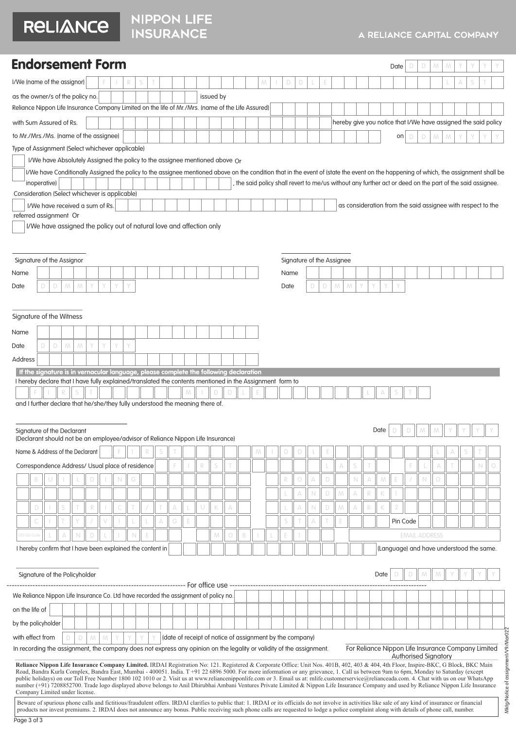RELIANCE NIPPON LIFE INSURANCE

A RELIANCE CAPITAL COMPANY

# Endorsement Form

Date D D M M Y Y Y Y

I/We (name of the assignor) F I R S T M I D D L E L A S T

as the owner/s of the policy no. ______ issued by

Reliance Nippon Life Insurance Company Limited on the life of Mr./Mrs. (name of the Life Assured) ______

with Sum Assured of Rs. ______ hereby give you notice that I/We have assigned the said policy

to Mr./Mrs./Ms. (name of the assignee) ______ on D D M M Y Y Y Y

Type of Assignment (Select whichever applicable)

☐ I/We have Absolutely Assigned the policy to the assignee mentioned above Or

☐ I/We have Conditionally Assigned the policy to the assignee mentioned above on the condition that in the event of (state the event on the happening of which, the assignment shall be inoperative) ______ , the said policy shall revert to me/us without any further act or deed on the part of the said assignee.

Consideration (Select whichever is applicable)

☐ I/We have received a sum of Rs. ______ as consideration from the said assignee with respect to the referred assignment Or

☐ I/We have assigned the policy out of natural love and affection only

Signature of the Assignor

Name ______

Date D D M M Y Y Y Y

Signature of the Assignee

Name ______

Date D D M M Y Y Y Y

Signature of the Witness

Name ______

Date D D M M Y Y Y Y

Address ______

**If the signature is in vernacular language, please complete the following declaration**

I hereby declare that I have fully explained/translated the contents mentioned in the Assignment form to

F I R S T M I D D L E L A S T

and I further declare that he/she/they fully understood the meaning there of.

Signature of the Declarant

(Declarant should not be an employee/advisor of Reliance Nippon Life Insurance)

Date D D M M Y Y Y Y

Name & Address of the Declarant F I R S T M I D D L E L A S T

Correspondence Address/ Usual place of residence F I R S T L A S T F L A T N O.

B U I L D I N G R O A D N A M E / N O.

L A N D M A R K 1

D I S T R I C T / T A L U K A L A N D M A R K 2

C I T Y / V I L L A G E S T A T E Pin Code

STD ISD Code L A N D L I N E M O B I L E 1 EMAIL ADDRESS

I hereby confirm that I have been explained the content in ______ (Language) and have understood the same.

Signature of the Policyholder

Date D D M M Y Y Y Y

---------- For office use ----------

We Reliance Nippon Life Insurance Co. Ltd have recorded the assignment of policy no. ______

on the life of ______

by the policyholder ______

with effect from D D M M Y Y Y Y (date of receipt of notice of assignment by the company)

In recording the assignment, the company does not express any opinion on the legality or validity of the assignment.

For Reliance Nippon Life Insurance Company Limited
Authorised Signatory

**Reliance Nippon Life Insurance Company Limited.** IRDAI Registration No: 121. Registered & Corporate Office: Unit Nos. 401B, 402, 403 & 404, 4th Floor, Inspire-BKC, G Block, BKC Main Road, Bandra Kurla Complex, Bandra East, Mumbai - 400051. India. T +91 22 6896 5000. For more information or any grievance, 1. Call us between 9am to 6pm, Monday to Saturday (except public holidays) on our Toll Free Number 1800 102 1010 or 2. Visit us at www.reliancenipponlife.com or 3. Email us at: rnlife.customerservice@relianceada.com. 4. Chat with us on our WhatsApp number (+91) 7208852700. Trade logo displayed above belongs to Anil Dhirubhai Ambani Ventures Private Limited & Nippon Life Insurance Company and used by Reliance Nippon Life Insurance Company Limited under license.

Beware of spurious phone calls and fictitious/fraudulent offers. IRDAI clarifies to public that: 1. IRDAI or its officials do not involve in activities like sale of any kind of insurance or financial products nor invest premiums. 2. IRDAI does not announce any bonus. Public receiving such phone calls are requested to lodge a police complaint along with details of phone call, number.

Mktg/Notice of assignment/V9/Mar022